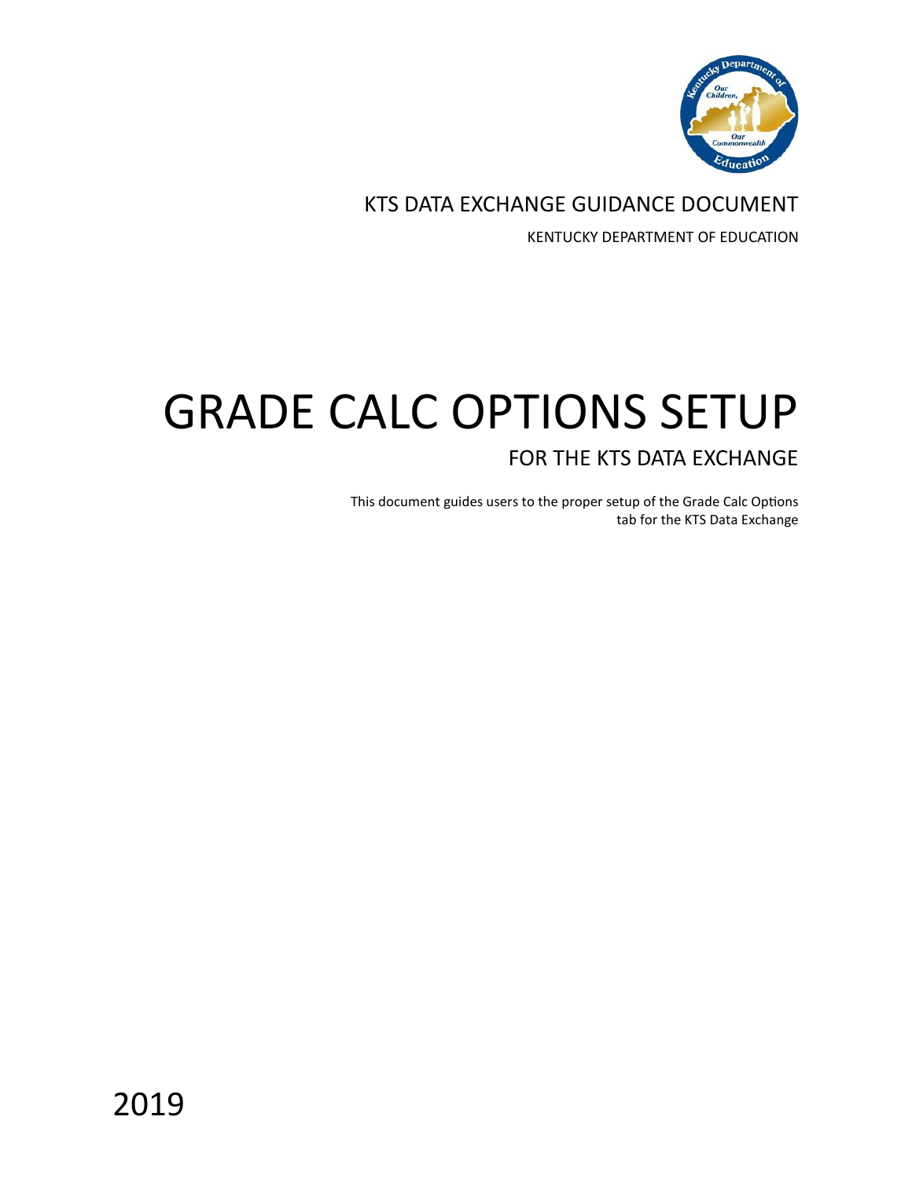KTS DATA EXCHANGE GUIDANCE DOCUMENT

KENTUCKY DEPARTMENT OF EDUCATION

# GRADE CALC OPTIONS SETUP

## FOR THE KTS DATA EXCHANGE

This document guides users to the proper setup of the Grade Calc Options tab for the KTS Data Exchange

2019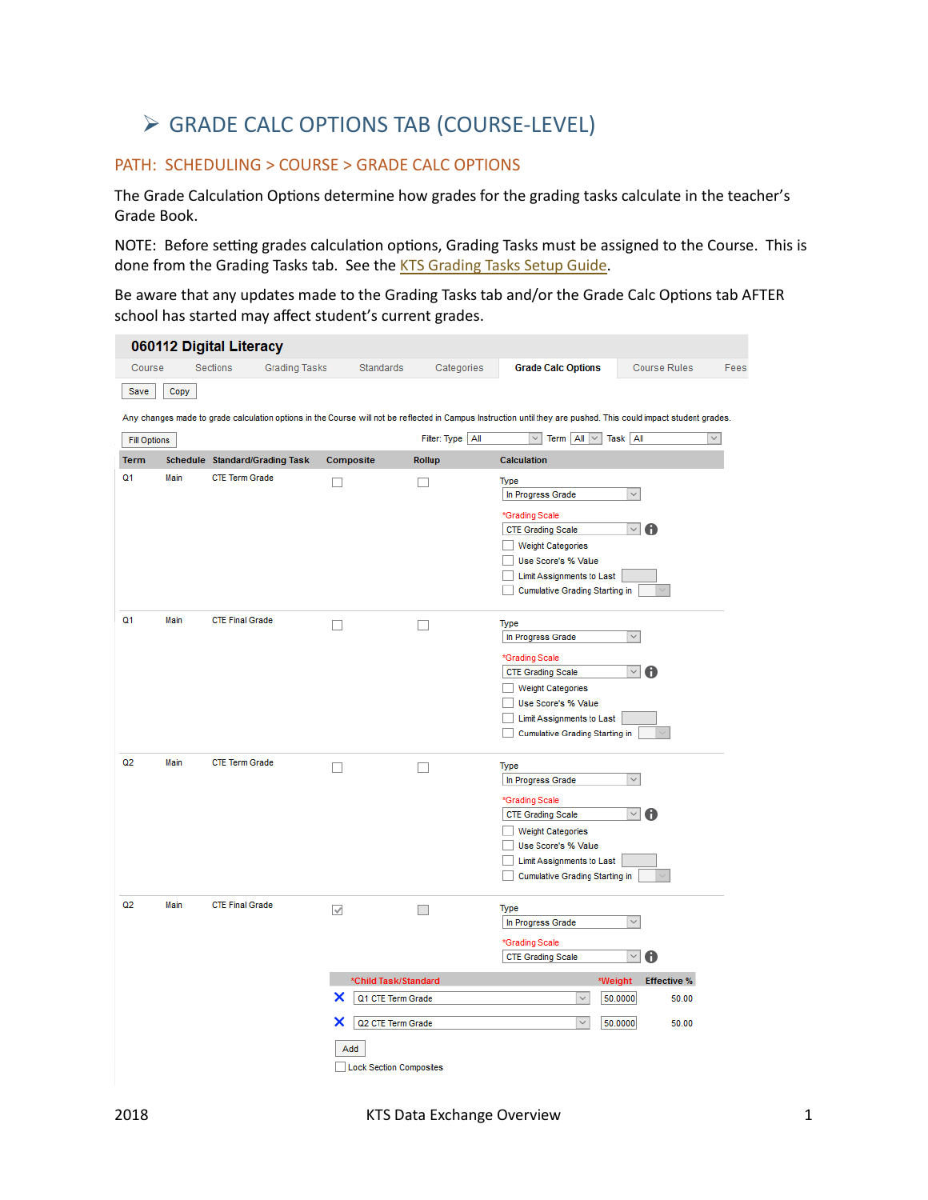# ➢ GRADE CALC OPTIONS TAB (COURSE-LEVEL)

## PATH: SCHEDULING > COURSE > GRADE CALC OPTIONS

The Grade Calculation Options determine how grades for the grading tasks calculate in the teacher's Grade Book.

NOTE: Before setting grades calculation options, Grading Tasks must be assigned to the Course. This is done from the Grading Tasks tab. See the KTS Grading Tasks Setup Guide.

Be aware that any updates made to the Grading Tasks tab and/or the Grade Calc Options tab AFTER school has started may affect student's current grades.

**060112 Digital Literacy**

Course | Sections | Grading Tasks | Standards | Categories | **Grade Calc Options** | Course Rules | Fees

Save | Copy

Any changes made to grade calculation options in the Course will not be reflected in Campus Instruction until they are pushed. This could impact student grades.

Fill Options — Filter: Type All — Term All — Task All

| Term | Schedule | Standard/Grading Task | Composite | Rollup | Calculation |
|---|---|---|---|---|---|
| Q1 | Main | CTE Term Grade | ☐ | ☐ | Type: In Progress Grade; *Grading Scale: CTE Grading Scale; ☐ Weight Categories; ☐ Use Score's % Value; ☐ Limit Assignments to Last; ☐ Cumulative Grading Starting in |
| Q1 | Main | CTE Final Grade | ☐ | ☐ | Type: In Progress Grade; *Grading Scale: CTE Grading Scale; ☐ Weight Categories; ☐ Use Score's % Value; ☐ Limit Assignments to Last; ☐ Cumulative Grading Starting in |
| Q2 | Main | CTE Term Grade | ☐ | ☐ | Type: In Progress Grade; *Grading Scale: CTE Grading Scale; ☐ Weight Categories; ☐ Use Score's % Value; ☐ Limit Assignments to Last; ☐ Cumulative Grading Starting in |
| Q2 | Main | CTE Final Grade | ☑ | ☐ | Type: In Progress Grade; *Grading Scale: CTE Grading Scale |

| *Child Task/Standard | *Weight | Effective % |
|---|---|---|
| Q1 CTE Term Grade | 50.0000 | 50.00 |
| Q2 CTE Term Grade | 50.0000 | 50.00 |

Add

☐ Lock Section Composites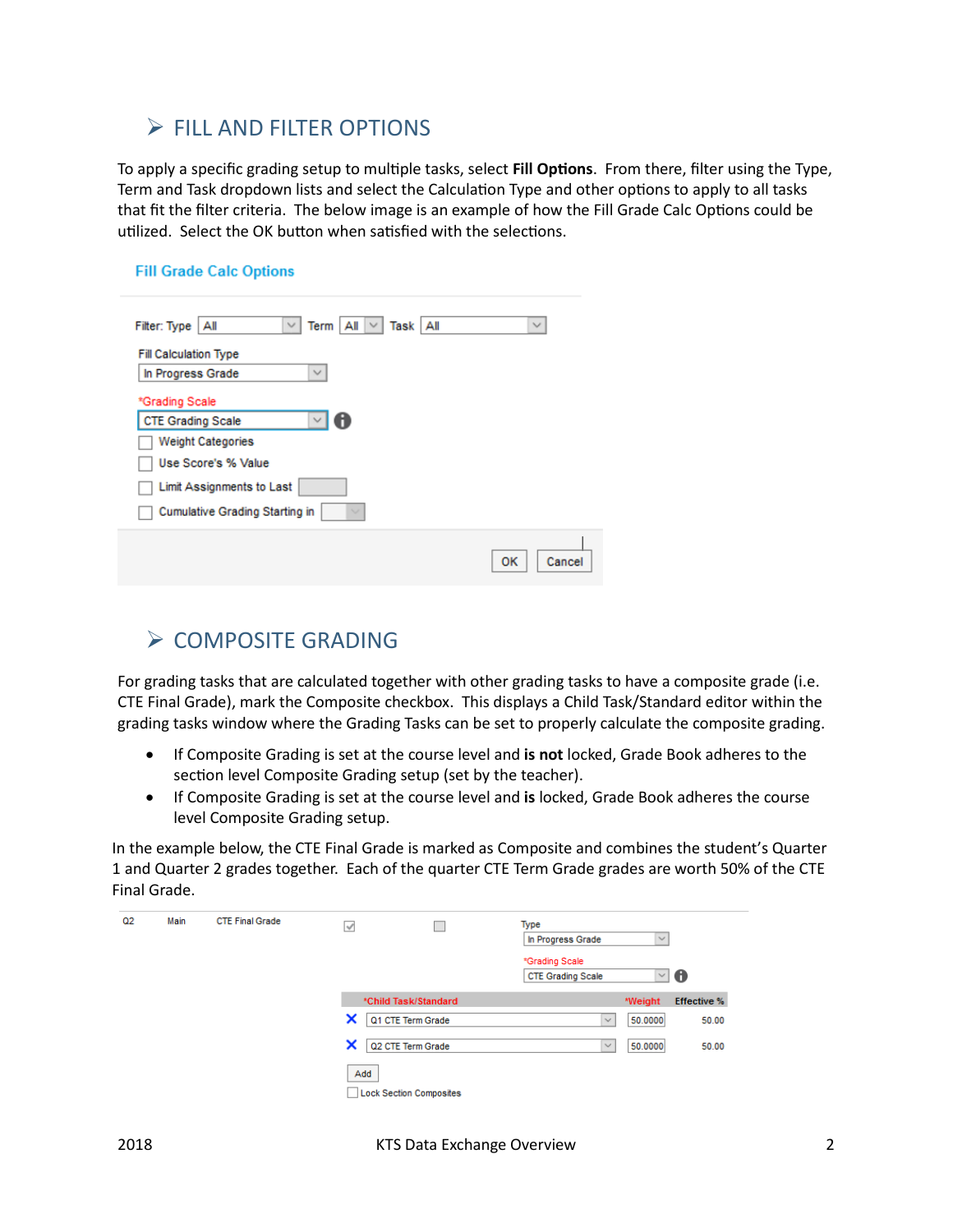## ➢ FILL AND FILTER OPTIONS

To apply a specific grading setup to multiple tasks, select **Fill Options**. From there, filter using the Type, Term and Task dropdown lists and select the Calculation Type and other options to apply to all tasks that fit the filter criteria. The below image is an example of how the Fill Grade Calc Options could be utilized. Select the OK button when satisfied with the selections.

Fill Grade Calc Options

Filter: Type All Term All Task All

Fill Calculation Type

In Progress Grade

*Grading Scale

CTE Grading Scale

- Weight Categories
- Use Score's % Value
- Limit Assignments to Last
- Cumulative Grading Starting in

OK Cancel

## ➢ COMPOSITE GRADING

For grading tasks that are calculated together with other grading tasks to have a composite grade (i.e. CTE Final Grade), mark the Composite checkbox. This displays a Child Task/Standard editor within the grading tasks window where the Grading Tasks can be set to properly calculate the composite grading.

- If Composite Grading is set at the course level and **is not** locked, Grade Book adheres to the section level Composite Grading setup (set by the teacher).
- If Composite Grading is set at the course level and **is** locked, Grade Book adheres the course level Composite Grading setup.

In the example below, the CTE Final Grade is marked as Composite and combines the student's Quarter 1 and Quarter 2 grades together. Each of the quarter CTE Term Grade grades are worth 50% of the CTE Final Grade.

Q2 Main CTE Final Grade

Type: In Progress Grade

*Grading Scale: CTE Grading Scale

| *Child Task/Standard | *Weight | Effective % |
| --- | --- | --- |
| Q1 CTE Term Grade | 50.0000 | 50.00 |
| Q2 CTE Term Grade | 50.0000 | 50.00 |

Add

Lock Section Composites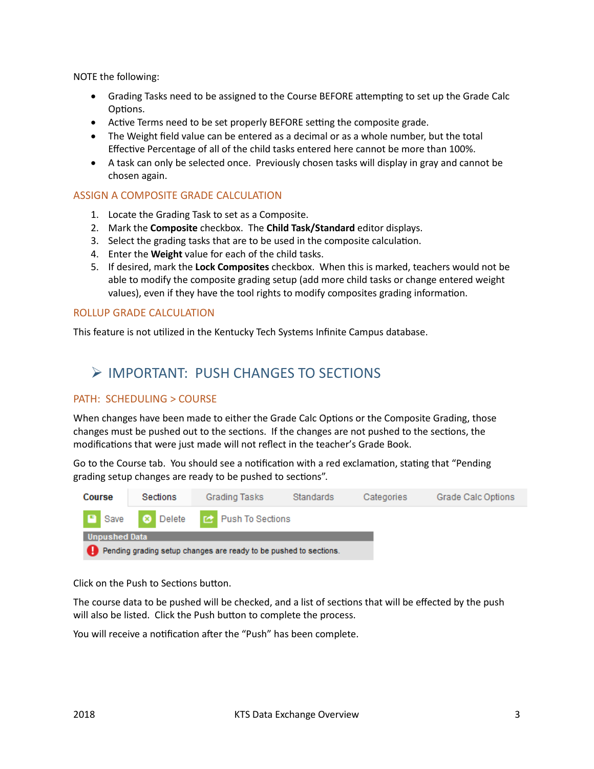NOTE the following:

- Grading Tasks need to be assigned to the Course BEFORE attempting to set up the Grade Calc Options.
- Active Terms need to be set properly BEFORE setting the composite grade.
- The Weight field value can be entered as a decimal or as a whole number, but the total Effective Percentage of all of the child tasks entered here cannot be more than 100%.
- A task can only be selected once. Previously chosen tasks will display in gray and cannot be chosen again.

### ASSIGN A COMPOSITE GRADE CALCULATION

1. Locate the Grading Task to set as a Composite.
2. Mark the **Composite** checkbox. The **Child Task/Standard** editor displays.
3. Select the grading tasks that are to be used in the composite calculation.
4. Enter the **Weight** value for each of the child tasks.
5. If desired, mark the **Lock Composites** checkbox. When this is marked, teachers would not be able to modify the composite grading setup (add more child tasks or change entered weight values), even if they have the tool rights to modify composites grading information.

### ROLLUP GRADE CALCULATION

This feature is not utilized in the Kentucky Tech Systems Infinite Campus database.

## ➢ IMPORTANT: PUSH CHANGES TO SECTIONS

### PATH: SCHEDULING > COURSE

When changes have been made to either the Grade Calc Options or the Composite Grading, those changes must be pushed out to the sections. If the changes are not pushed to the sections, the modifications that were just made will not reflect in the teacher's Grade Book.

Go to the Course tab. You should see a notification with a red exclamation, stating that "Pending grading setup changes are ready to be pushed to sections".

Course | Sections | Grading Tasks | Standards | Categories | Grade Calc Options

Save | Delete | Push To Sections

Unpushed Data

Pending grading setup changes are ready to be pushed to sections.

Click on the Push to Sections button.

The course data to be pushed will be checked, and a list of sections that will be effected by the push will also be listed. Click the Push button to complete the process.

You will receive a notification after the "Push" has been complete.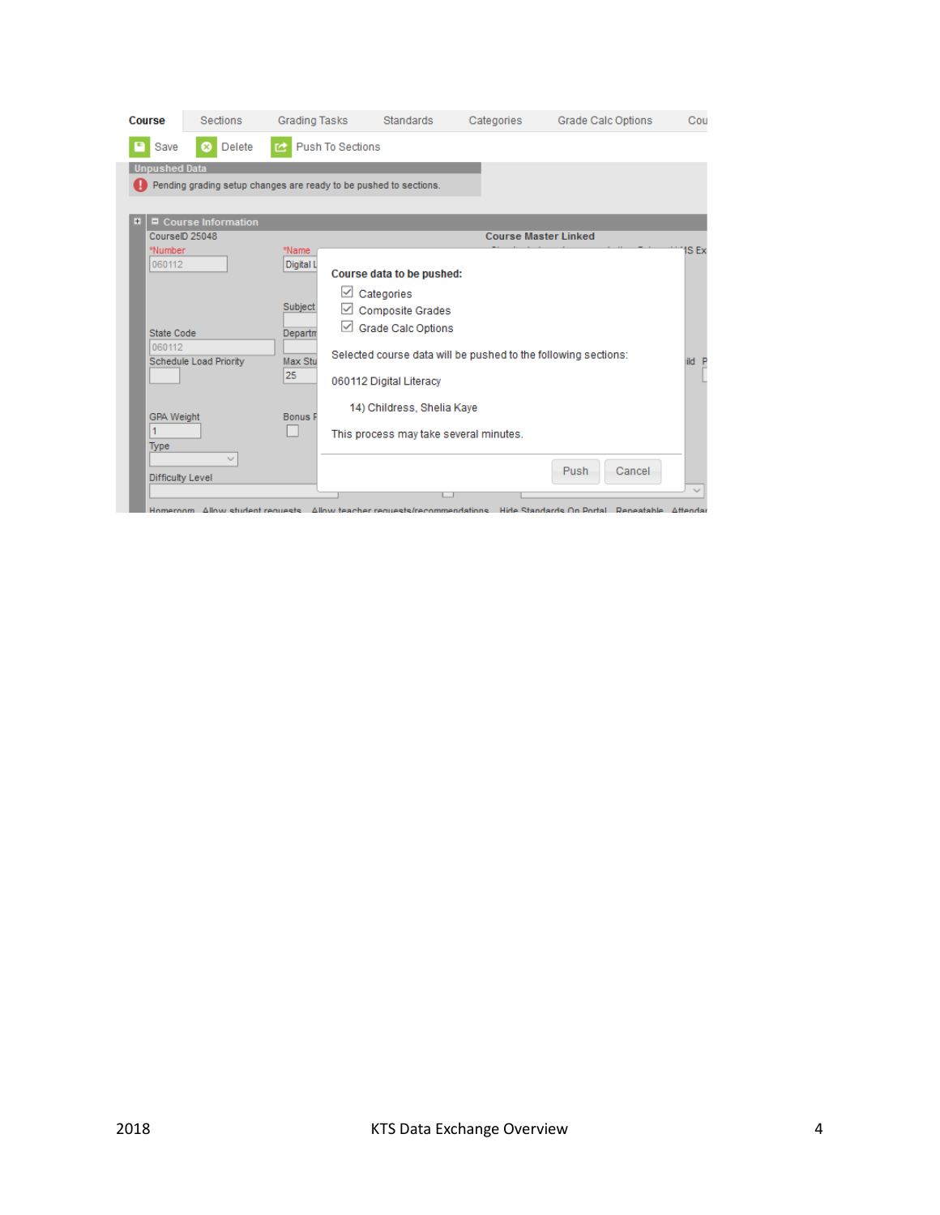Course | Sections | Grading Tasks | Standards | Categories | Grade Calc Options

Save | Delete | Push To Sections

Unpushed Data

Pending grading setup changes are ready to be pushed to sections.

Course Information

CourseID 25048

Course Master Linked

*Number

060112

*Name

Digital L

Subject

State Code

060112

Schedule Load Priority

Max Stu

25

GPA Weight

1

Bonus

Type

Difficulty Level

**Course data to be pushed:**

- ☑ Categories
- ☑ Composite Grades
- ☑ Grade Calc Options

Selected course data will be pushed to the following sections:

060112 Digital Literacy

14) Childress, Shelia Kaye

This process may take several minutes.

Push | Cancel

Homeroom | Allow student requests | Allow teacher requests/recommendations | Hide Standards On Portal | Repeatable